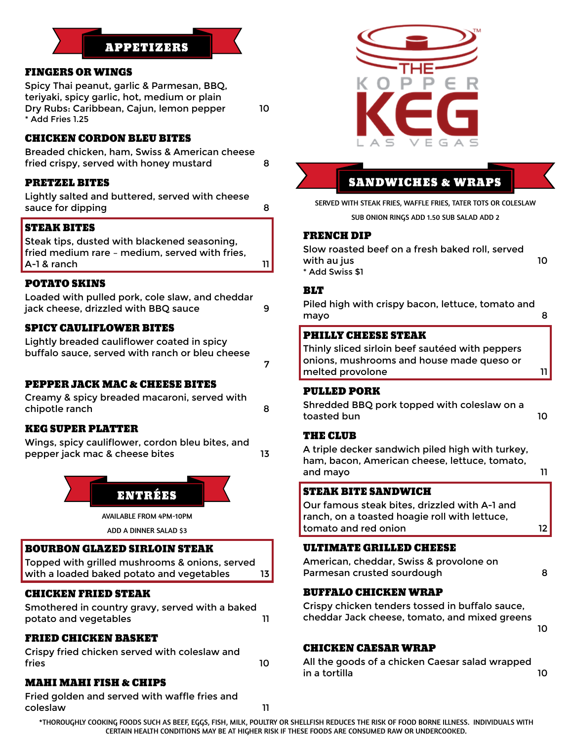# THE KOPPER KEG LAS VEGAS™

## APPETIZERS

### FINGERS OR WINGS

Spicy Thai peanut, garlic & Parmesan, BBQ, teriyaki, spicy garlic, hot, medium or plain
Dry Rubs: Caribbean, Cajun, lemon pepper — 10

* Add Fries 1.25

### CHICKEN CORDON BLEU BITES

Breaded chicken, ham, Swiss & American cheese fried crispy, served with honey mustard — 8

### PRETZEL BITES

Lightly salted and buttered, served with cheese sauce for dipping — 8

### STEAK BITES

Steak tips, dusted with blackened seasoning, fried medium rare – medium, served with fries, A-1 & ranch — 11

### POTATO SKINS

Loaded with pulled pork, cole slaw, and cheddar jack cheese, drizzled with BBQ sauce — 9

### SPICY CAULIFLOWER BITES

Lightly breaded cauliflower coated in spicy buffalo sauce, served with ranch or bleu cheese — 7

### PEPPER JACK MAC & CHEESE BITES

Creamy & spicy breaded macaroni, served with chipotle ranch — 8

### KEG SUPER PLATTER

Wings, spicy cauliflower, cordon bleu bites, and pepper jack mac & cheese bites — 13

## ENTRÉES

AVAILABLE FROM 4PM-10PM

ADD A DINNER SALAD $3

### BOURBON GLAZED SIRLOIN STEAK

Topped with grilled mushrooms & onions, served with a loaded baked potato and vegetables — 13

### CHICKEN FRIED STEAK

Smothered in country gravy, served with a baked potato and vegetables — 11

### FRIED CHICKEN BASKET

Crispy fried chicken served with coleslaw and fries — 10

### MAHI MAHI FISH & CHIPS

Fried golden and served with waffle fries and coleslaw — 11

## SANDWICHES & WRAPS

SERVED WITH STEAK FRIES, WAFFLE FRIES, TATER TOTS OR COLESLAW

SUB ONION RINGS ADD 1.50 SUB SALAD ADD 2

### FRENCH DIP

Slow roasted beef on a fresh baked roll, served with au jus — 10

* Add Swiss $1

### BLT

Piled high with crispy bacon, lettuce, tomato and mayo — 8

### PHILLY CHEESE STEAK

Thinly sliced sirloin beef sautéed with peppers onions, mushrooms and house made queso or melted provolone — 11

### PULLED PORK

Shredded BBQ pork topped with coleslaw on a toasted bun — 10

### THE CLUB

A triple decker sandwich piled high with turkey, ham, bacon, American cheese, lettuce, tomato, and mayo — 11

### STEAK BITE SANDWICH

Our famous steak bites, drizzled with A-1 and ranch, on a toasted hoagie roll with lettuce, tomato and red onion — 12

### ULTIMATE GRILLED CHEESE

American, cheddar, Swiss & provolone on Parmesan crusted sourdough — 8

### BUFFALO CHICKEN WRAP

Crispy chicken tenders tossed in buffalo sauce, cheddar Jack cheese, tomato, and mixed greens — 10

### CHICKEN CAESAR WRAP

All the goods of a chicken Caesar salad wrapped in a tortilla — 10

*THOROUGHLY COOKING FOODS SUCH AS BEEF, EGGS, FISH, MILK, POULTRY OR SHELLFISH REDUCES THE RISK OF FOOD BORNE ILLNESS. INDIVIDUALS WITH CERTAIN HEALTH CONDITIONS MAY BE AT HIGHER RISK IF THESE FOODS ARE CONSUMED RAW OR UNDERCOOKED.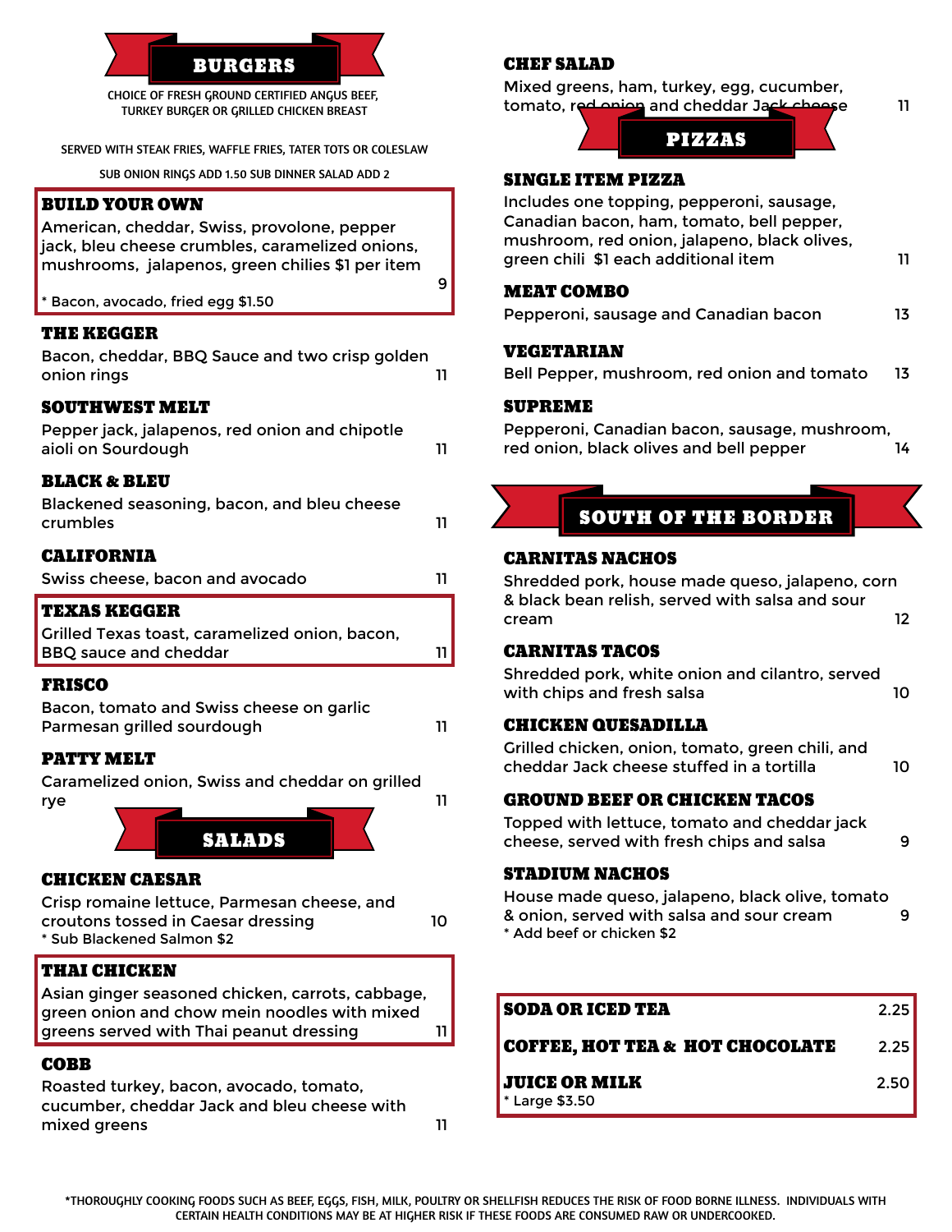## BURGERS

CHOICE OF FRESH GROUND CERTIFIED ANGUS BEEF, TURKEY BURGER OR GRILLED CHICKEN BREAST

SERVED WITH STEAK FRIES, WAFFLE FRIES, TATER TOTS OR COLESLAW

SUB ONION RINGS ADD 1.50 SUB DINNER SALAD ADD 2

### BUILD YOUR OWN
American, cheddar, Swiss, provolone, pepper jack, bleu cheese crumbles, caramelized onions, mushrooms, jalapenos, green chilies $1 per item — 9

* Bacon, avocado, fried egg $1.50

### THE KEGGER
Bacon, cheddar, BBQ Sauce and two crisp golden onion rings — 11

### SOUTHWEST MELT
Pepper jack, jalapenos, red onion and chipotle aioli on Sourdough — 11

### BLACK & BLEU
Blackened seasoning, bacon, and bleu cheese crumbles — 11

### CALIFORNIA
Swiss cheese, bacon and avocado — 11

### TEXAS KEGGER
Grilled Texas toast, caramelized onion, bacon, BBQ sauce and cheddar — 11

### FRISCO
Bacon, tomato and Swiss cheese on garlic Parmesan grilled sourdough — 11

### PATTY MELT
Caramelized onion, Swiss and cheddar on grilled rye — 11

## SALADS

### CHICKEN CAESAR
Crisp romaine lettuce, Parmesan cheese, and croutons tossed in Caesar dressing — 10

* Sub Blackened Salmon $2

### THAI CHICKEN
Asian ginger seasoned chicken, carrots, cabbage, green onion and chow mein noodles with mixed greens served with Thai peanut dressing — 11

### COBB
Roasted turkey, bacon, avocado, tomato, cucumber, cheddar Jack and bleu cheese with mixed greens — 11

### CHEF SALAD
Mixed greens, ham, turkey, egg, cucumber, tomato, red onion and cheddar Jack cheese — 11

## PIZZAS

### SINGLE ITEM PIZZA
Includes one topping, pepperoni, sausage, Canadian bacon, ham, tomato, bell pepper, mushroom, red onion, jalapeno, black olives, green chili $1 each additional item — 11

### MEAT COMBO
Pepperoni, sausage and Canadian bacon — 13

### VEGETARIAN
Bell Pepper, mushroom, red onion and tomato — 13

### SUPREME
Pepperoni, Canadian bacon, sausage, mushroom, red onion, black olives and bell pepper — 14

## SOUTH OF THE BORDER

### CARNITAS NACHOS
Shredded pork, house made queso, jalapeno, corn & black bean relish, served with salsa and sour cream — 12

### CARNITAS TACOS
Shredded pork, white onion and cilantro, served with chips and fresh salsa — 10

### CHICKEN QUESADILLA
Grilled chicken, onion, tomato, green chili, and cheddar Jack cheese stuffed in a tortilla — 10

### GROUND BEEF OR CHICKEN TACOS
Topped with lettuce, tomato and cheddar jack cheese, served with fresh chips and salsa — 9

### STADIUM NACHOS
House made queso, jalapeno, black olive, tomato & onion, served with salsa and sour cream — 9

* Add beef or chicken $2

| Drink | Price |
| --- | --- |
| **SODA OR ICED TEA** | 2.25 |
| **COFFEE, HOT TEA & HOT CHOCOLATE** | 2.25 |
| **JUICE OR MILK** (* Large $3.50) | 2.50 |

*THOROUGHLY COOKING FOODS SUCH AS BEEF, EGGS, FISH, MILK, POULTRY OR SHELLFISH REDUCES THE RISK OF FOOD BORNE ILLNESS. INDIVIDUALS WITH CERTAIN HEALTH CONDITIONS MAY BE AT HIGHER RISK IF THESE FOODS ARE CONSUMED RAW OR UNDERCOOKED.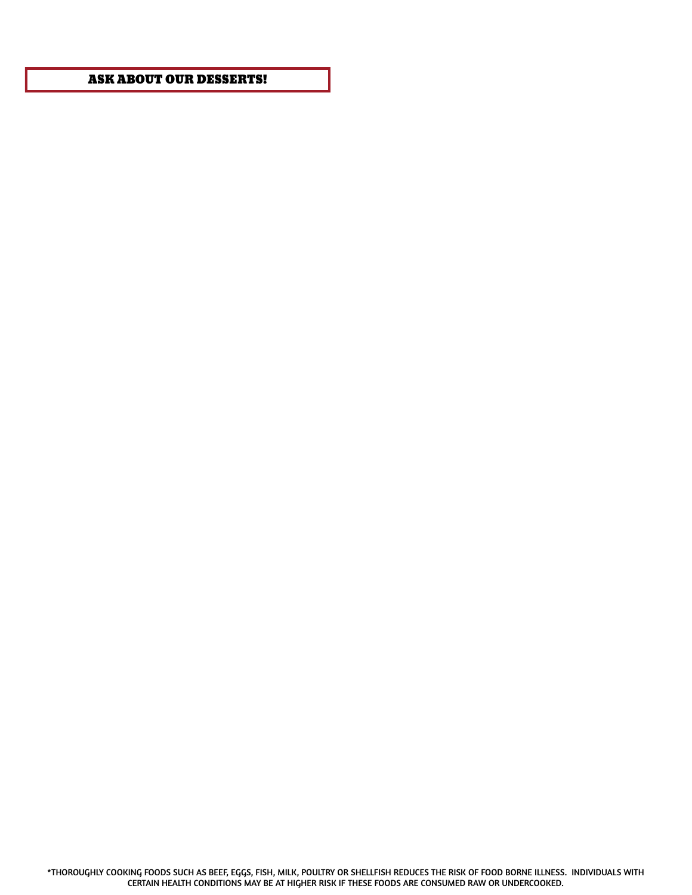**ASK ABOUT OUR DESSERTS!**

*THOROUGHLY COOKING FOODS SUCH AS BEEF, EGGS, FISH, MILK, POULTRY OR SHELLFISH REDUCES THE RISK OF FOOD BORNE ILLNESS. INDIVIDUALS WITH CERTAIN HEALTH CONDITIONS MAY BE AT HIGHER RISK IF THESE FOODS ARE CONSUMED RAW OR UNDERCOOKED.